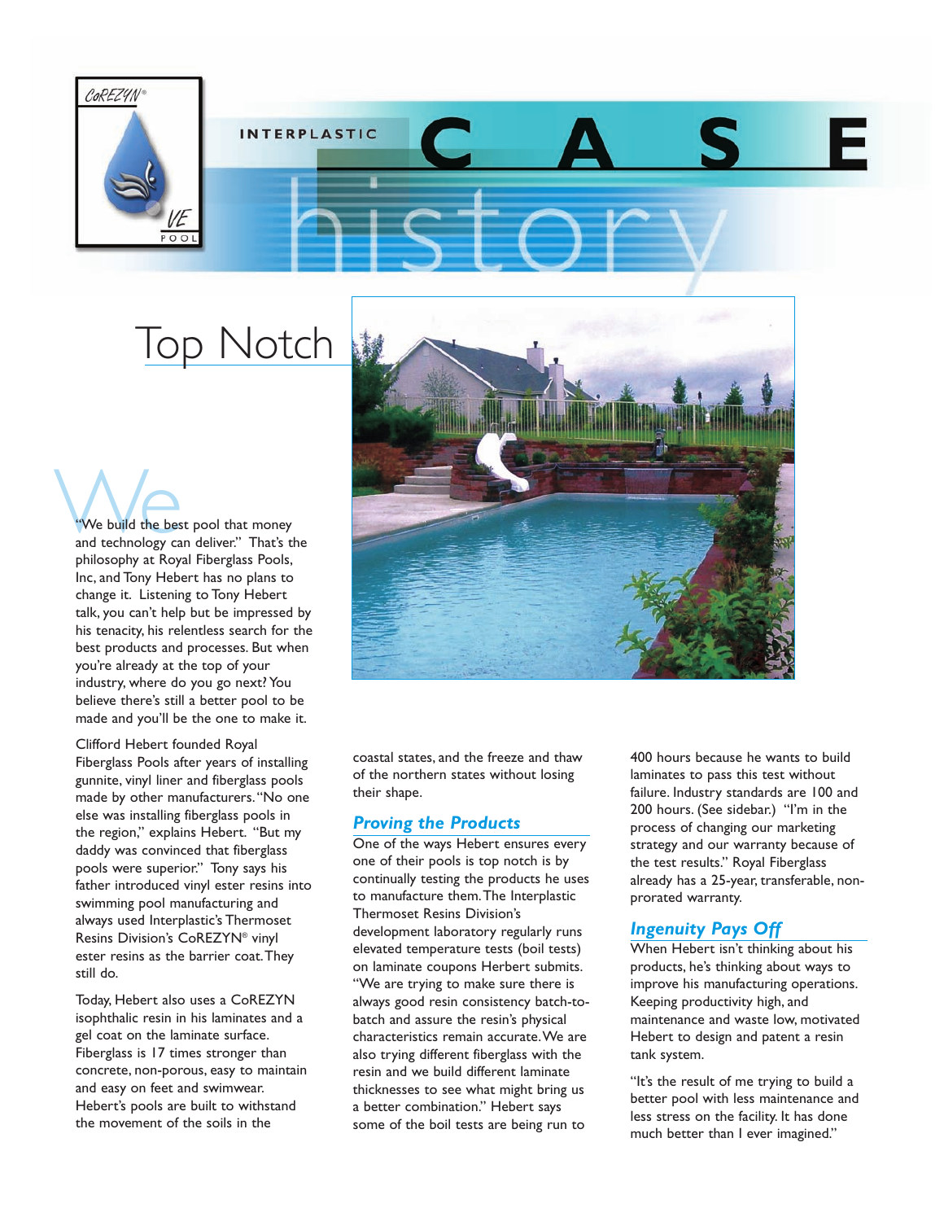INTERPLASTIC **CASE** history

# Top Notch

"We build the best pool that money and technology can deliver." That's the philosophy at Royal Fiberglass Pools, Inc, and Tony Hebert has no plans to change it. Listening to Tony Hebert talk, you can't help but be impressed by his tenacity, his relentless search for the best products and processes. But when you're already at the top of your industry, where do you go next? You believe there's still a better pool to be made and you'll be the one to make it.

Clifford Hebert founded Royal Fiberglass Pools after years of installing gunnite, vinyl liner and fiberglass pools made by other manufacturers. "No one else was installing fiberglass pools in the region," explains Hebert. "But my daddy was convinced that fiberglass pools were superior." Tony says his father introduced vinyl ester resins into swimming pool manufacturing and always used Interplastic's Thermoset Resins Division's CoREZYN® vinyl ester resins as the barrier coat. They still do.

Today, Hebert also uses a CoREZYN isophthalic resin in his laminates and a gel coat on the laminate surface. Fiberglass is 17 times stronger than concrete, non-porous, easy to maintain and easy on feet and swimwear. Hebert's pools are built to withstand the movement of the soils in the coastal states, and the freeze and thaw of the northern states without losing their shape.

## *Proving the Products*

One of the ways Hebert ensures every one of their pools is top notch is by continually testing the products he uses to manufacture them. The Interplastic Thermoset Resins Division's development laboratory regularly runs elevated temperature tests (boil tests) on laminate coupons Herbert submits. "We are trying to make sure there is always good resin consistency batch-to-batch and assure the resin's physical characteristics remain accurate. We are also trying different fiberglass with the resin and we build different laminate thicknesses to see what might bring us a better combination." Hebert says some of the boil tests are being run to 400 hours because he wants to build laminates to pass this test without failure. Industry standards are 100 and 200 hours. (See sidebar.) "I'm in the process of changing our marketing strategy and our warranty because of the test results." Royal Fiberglass already has a 25-year, transferable, non-prorated warranty.

## *Ingenuity Pays Off*

When Hebert isn't thinking about his products, he's thinking about ways to improve his manufacturing operations. Keeping productivity high, and maintenance and waste low, motivated Hebert to design and patent a resin tank system.

"It's the result of me trying to build a better pool with less maintenance and less stress on the facility. It has done much better than I ever imagined."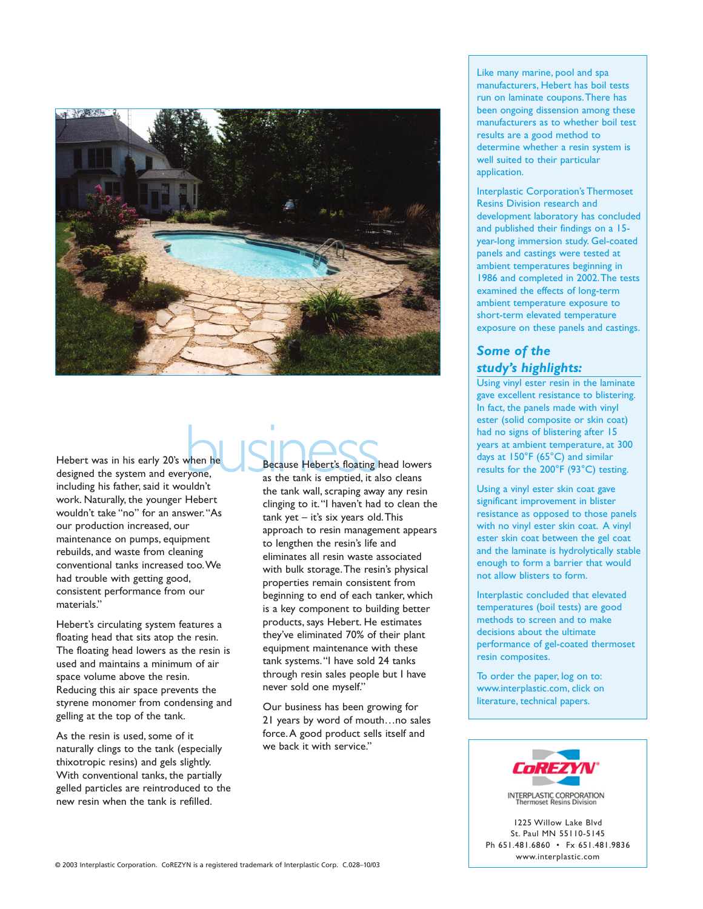business

Hebert was in his early 20's when he designed the system and everyone, including his father, said it wouldn't work. Naturally, the younger Hebert wouldn't take "no" for an answer. "As our production increased, our maintenance on pumps, equipment rebuilds, and waste from cleaning conventional tanks increased too. We had trouble with getting good, consistent performance from our materials."

Hebert's circulating system features a floating head that sits atop the resin. The floating head lowers as the resin is used and maintains a minimum of air space volume above the resin. Reducing this air space prevents the styrene monomer from condensing and gelling at the top of the tank.

As the resin is used, some of it naturally clings to the tank (especially thixotropic resins) and gels slightly. With conventional tanks, the partially gelled particles are reintroduced to the new resin when the tank is refilled.

Because Hebert's floating head lowers as the tank is emptied, it also cleans the tank wall, scraping away any resin clinging to it. "I haven't had to clean the tank yet – it's six years old. This approach to resin management appears to lengthen the resin's life and eliminates all resin waste associated with bulk storage. The resin's physical properties remain consistent from beginning to end of each tanker, which is a key component to building better products, says Hebert. He estimates they've eliminated 70% of their plant equipment maintenance with these tank systems. "I have sold 24 tanks through resin sales people but I have never sold one myself."

Our business has been growing for 21 years by word of mouth…no sales force. A good product sells itself and we back it with service."

Like many marine, pool and spa manufacturers, Hebert has boil tests run on laminate coupons. There has been ongoing dissension among these manufacturers as to whether boil test results are a good method to determine whether a resin system is well suited to their particular application.

Interplastic Corporation's Thermoset Resins Division research and development laboratory has concluded and published their findings on a 15-year-long immersion study. Gel-coated panels and castings were tested at ambient temperatures beginning in 1986 and completed in 2002. The tests examined the effects of long-term ambient temperature exposure to short-term elevated temperature exposure on these panels and castings.

## *Some of the study's highlights:*

Using vinyl ester resin in the laminate gave excellent resistance to blistering. In fact, the panels made with vinyl ester (solid composite or skin coat) had no signs of blistering after 15 years at ambient temperature, at 300 days at 150°F (65°C) and similar results for the 200°F (93°C) testing.

Using a vinyl ester skin coat gave significant improvement in blister resistance as opposed to those panels with no vinyl ester skin coat. A vinyl ester skin coat between the gel coat and the laminate is hydrolytically stable enough to form a barrier that would not allow blisters to form.

Interplastic concluded that elevated temperatures (boil tests) are good methods to screen and to make decisions about the ultimate performance of gel-coated thermoset resin composites.

To order the paper, log on to: www.interplastic.com, click on literature, technical papers.

CoREZYN®
INTERPLASTIC CORPORATION
Thermoset Resins Division

1225 Willow Lake Blvd
St. Paul MN 55110-5145
Ph 651.481.6860 • Fx 651.481.9836
www.interplastic.com

© 2003 Interplastic Corporation. CoREZYN is a registered trademark of Interplastic Corp. C.028–10/03